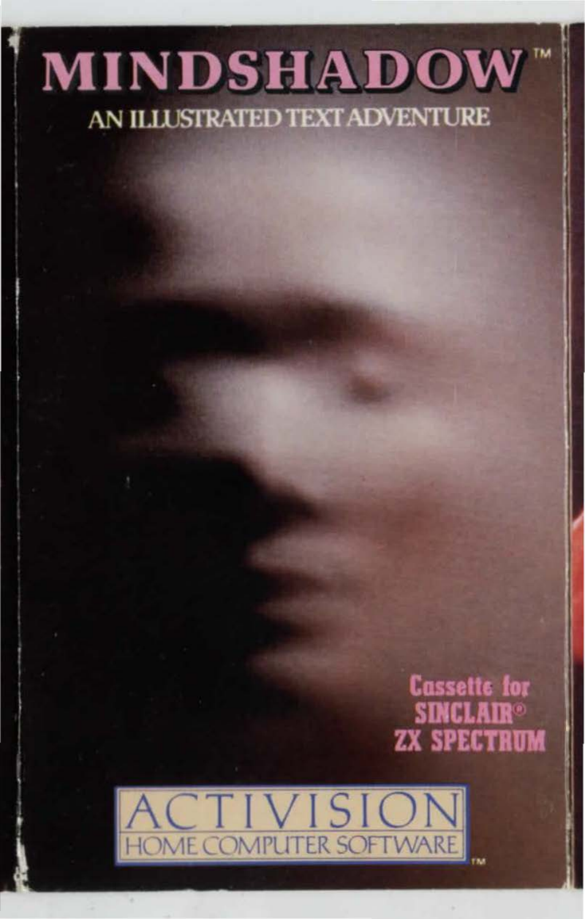# MINDSHADOW™

AN ILLUSTRATED TEXT ADVENTURE

Cassette for SINCLAIR® ZX SPECTRUM

ACTIVISION
HOME COMPUTER SOFTWARE™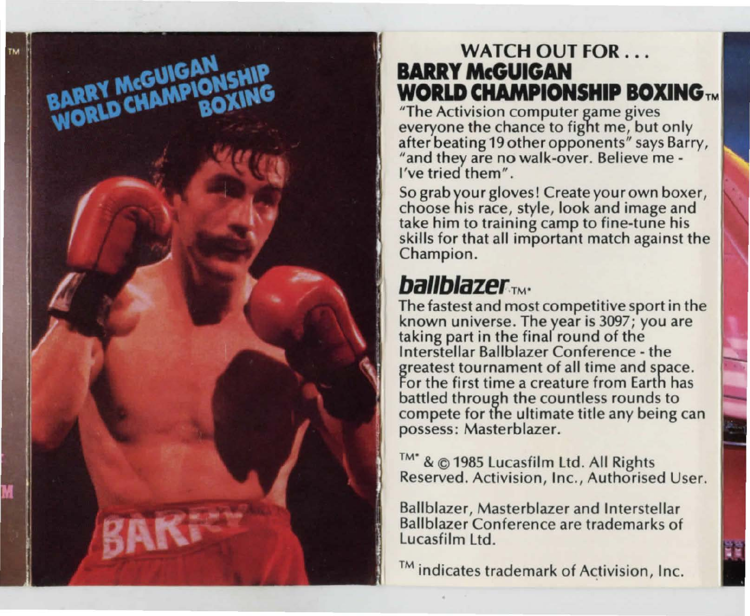BARRY McGUIGAN WORLD CHAMPIONSHIP BOXING

## WATCH OUT FOR . . .

## BARRY McGUIGAN WORLD CHAMPIONSHIP BOXING™

"The Activision computer game gives everyone the chance to fight me, but only after beating 19 other opponents" says Barry, "and they are no walk-over. Believe me - I've tried them".

So grab your gloves! Create your own boxer, choose his race, style, look and image and take him to training camp to fine-tune his skills for that all important match against the Champion.

## *ballblazer*™*

The fastest and most competitive sport in the known universe. The year is 3097; you are taking part in the final round of the Interstellar Ballblazer Conference - the greatest tournament of all time and space. For the first time a creature from Earth has battled through the countless rounds to compete for the ultimate title any being can possess: Masterblazer.

TM* & © 1985 Lucasfilm Ltd. All Rights Reserved. Activision, Inc., Authorised User.

Ballblazer, Masterblazer and Interstellar Ballblazer Conference are trademarks of Lucasfilm Ltd.

TM indicates trademark of Activision, Inc.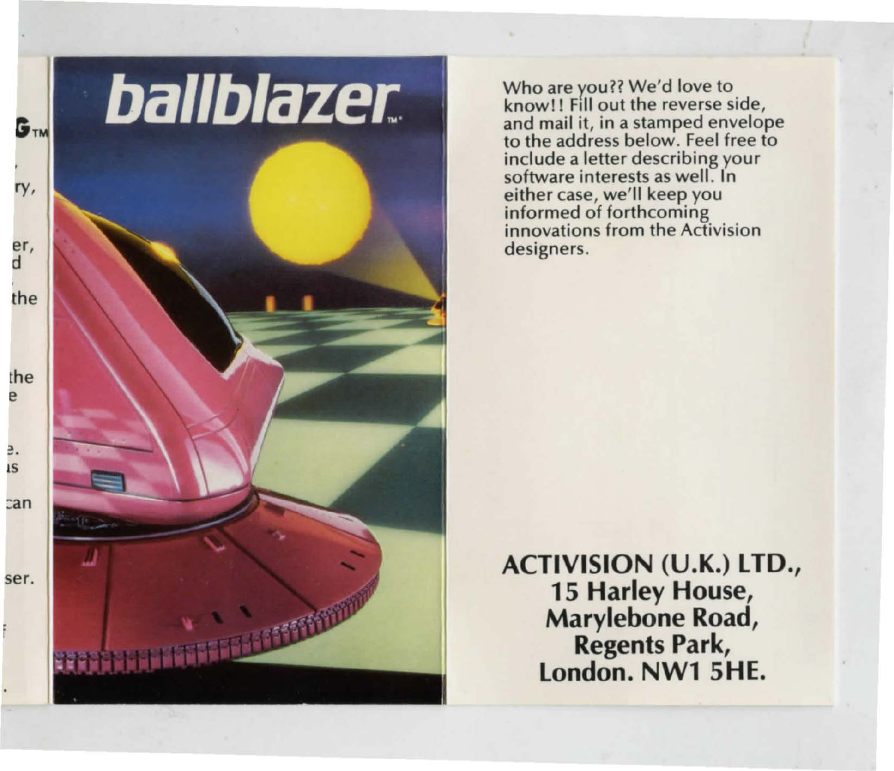# ballblazer™

Who are you?? We'd love to know!! Fill out the reverse side, and mail it, in a stamped envelope to the address below. Feel free to include a letter describing your software interests as well. In either case, we'll keep you informed of forthcoming innovations from the Activision designers.

**ACTIVISION (U.K.) LTD.,
15 Harley House,
Marylebone Road,
Regents Park,
London. NW1 5HE.**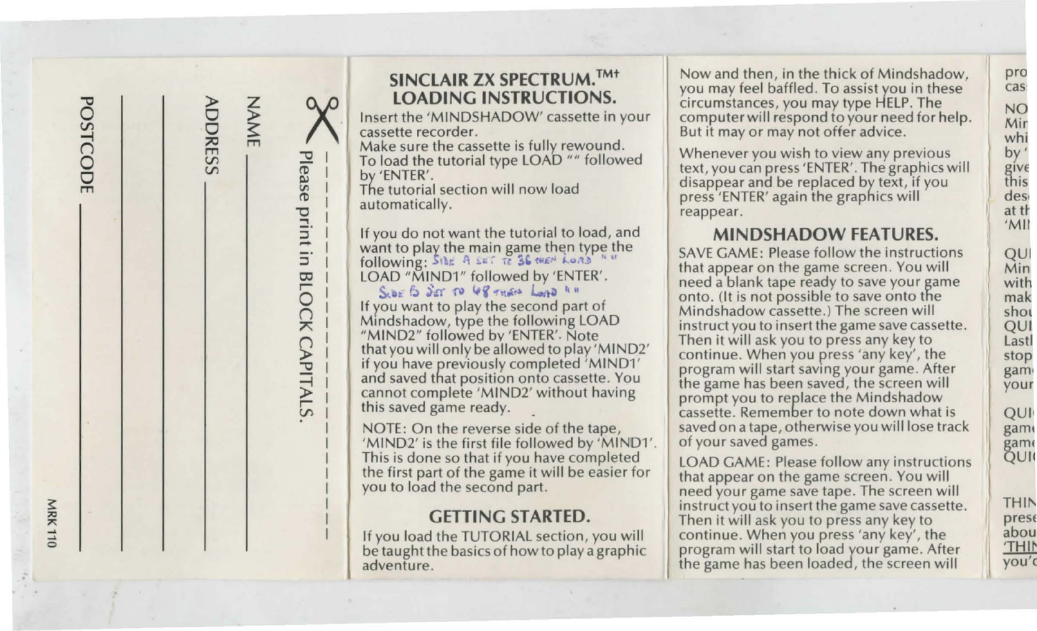Please print in BLOCK CAPITALS.

NAME ____________

ADDRESS ____________

____________

____________

POSTCODE ____________

MRK 110

## SINCLAIR ZX SPECTRUM.[TM†] LOADING INSTRUCTIONS.

Insert the 'MINDSHADOW' cassette in your cassette recorder.
Make sure the cassette is fully rewound.
To load the tutorial type LOAD "" followed by 'ENTER'.
The tutorial section will now load automatically.

If you do not want the tutorial to load, and want to play the main game then type the following: SIDE A SET TO 36 THEN LOAD ""
LOAD "MIND1" followed by 'ENTER'.
SIDE B SET TO 48 THEN LOAD ""
If you want to play the second part of Mindshadow, type the following LOAD "MIND2" followed by 'ENTER'. Note that you will only be allowed to play 'MIND2' if you have previously completed 'MIND1' and saved that position onto cassette. You cannot complete 'MIND2' without having this saved game ready.

NOTE: On the reverse side of the tape, 'MIND2' is the first file followed by 'MIND1'. This is done so that if you have completed the first part of the game it will be easier for you to load the second part.

## GETTING STARTED.

If you load the TUTORIAL section, you will be taught the basics of how to play a graphic adventure.

Now and then, in the thick of Mindshadow, you may feel baffled. To assist you in these circumstances, you may type HELP. The computer will respond to your need for help. But it may or may not offer advice.

Whenever you wish to view any previous text, you can press 'ENTER'. The graphics will disappear and be replaced by text, if you press 'ENTER' again the graphics will reappear.

## MINDSHADOW FEATURES.

SAVE GAME: Please follow the instructions that appear on the game screen. You will need a blank tape ready to save your game onto. (It is not possible to save onto the Mindshadow cassette.) The screen will instruct you to insert the game save cassette. Then it will ask you to press any key to continue. When you press 'any key', the program will start saving your game. After the game has been saved, the screen will prompt you to replace the Mindshadow cassette. Remember to note down what is saved on a tape, otherwise you will lose track of your saved games.

LOAD GAME: Please follow any instructions that appear on the game screen. You will need your game save tape. The screen will instruct you to insert the game save cassette. Then it will ask you to press any key to continue. When you press 'any key', the program will start to load your game. After the game has been loaded, the screen will

pro
cas

NO
Mir
whi
by '
give
this
des
at th
'MI

QUI
Min
with
mak
shou
QUI
Lastl
stop
gam
your

QUI
gam
gam
QUI

THIN
prese
abou
'THIN
you'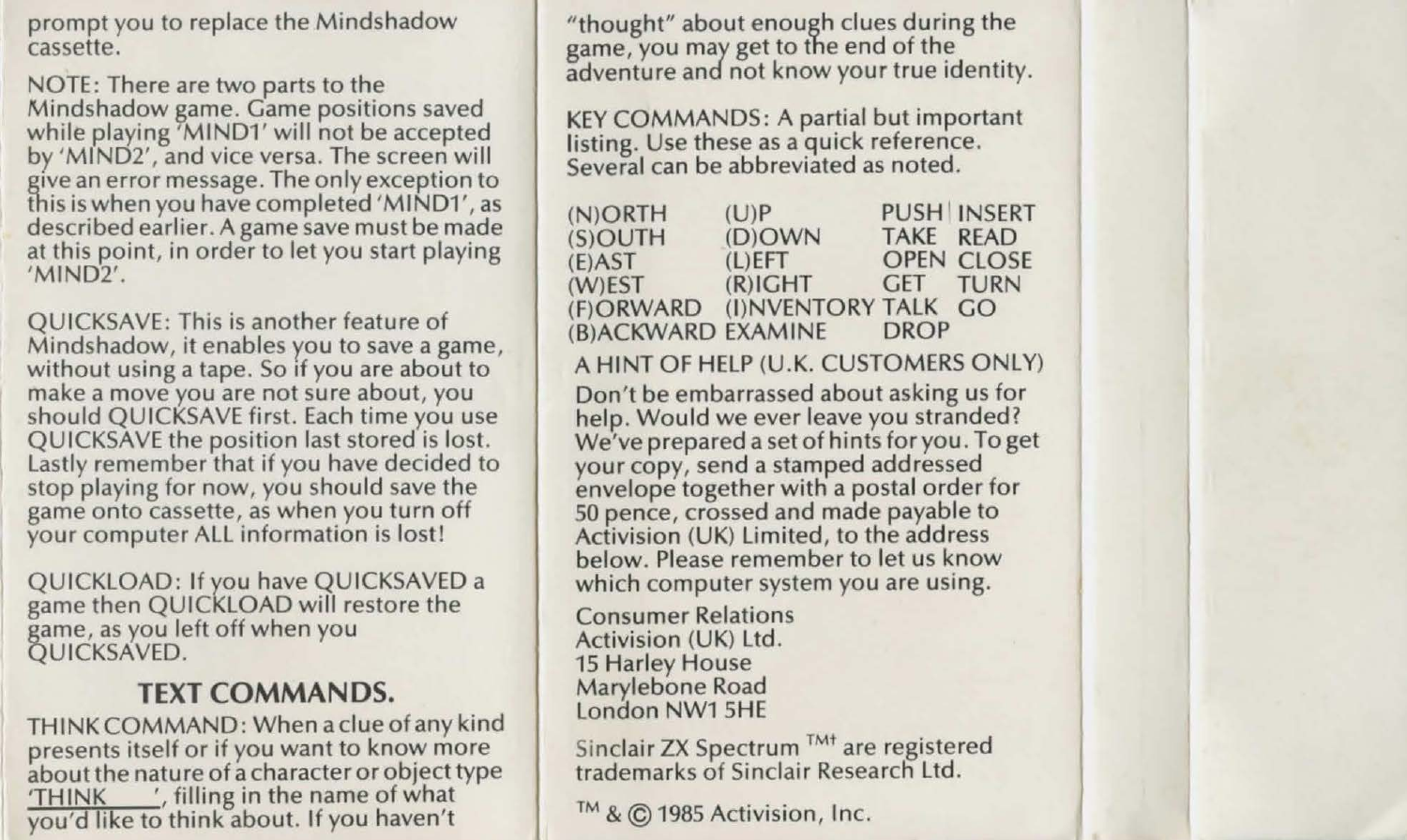prompt you to replace the Mindshadow cassette.

NOTE: There are two parts to the Mindshadow game. Game positions saved while playing 'MIND1' will not be accepted by 'MIND2', and vice versa. The screen will give an error message. The only exception to this is when you have completed 'MIND1', as described earlier. A game save must be made at this point, in order to let you start playing 'MIND2'.

QUICKSAVE: This is another feature of Mindshadow, it enables you to save a game, without using a tape. So if you are about to make a move you are not sure about, you should QUICKSAVE first. Each time you use QUICKSAVE the position last stored is lost. Lastly remember that if you have decided to stop playing for now, you should save the game onto cassette, as when you turn off your computer ALL information is lost!

QUICKLOAD: If you have QUICKSAVED a game then QUICKLOAD will restore the game, as you left off when you QUICKSAVED.

## TEXT COMMANDS.

THINK COMMAND: When a clue of any kind presents itself or if you want to know more about the nature of a character or object type 'THINK ___', filling in the name of what you'd like to think about. If you haven't "thought" about enough clues during the game, you may get to the end of the adventure and not know your true identity.

KEY COMMANDS: A partial but important listing. Use these as a quick reference. Several can be abbreviated as noted.

| | | | |
|---|---|---|---|
| (N)ORTH | (U)P | PUSH | INSERT |
| (S)OUTH | (D)OWN | TAKE | READ |
| (E)AST | (L)EFT | OPEN | CLOSE |
| (W)EST | (R)IGHT | GET | TURN |
| (F)ORWARD | (I)NVENTORY | TALK | GO |
| (B)ACKWARD | EXAMINE | DROP | |

A HINT OF HELP (U.K. CUSTOMERS ONLY)

Don't be embarrassed about asking us for help. Would we ever leave you stranded? We've prepared a set of hints for you. To get your copy, send a stamped addressed envelope together with a postal order for 50 pence, crossed and made payable to Activision (UK) Limited, to the address below. Please remember to let us know which computer system you are using.

Consumer Relations
Activision (UK) Ltd.
15 Harley House
Marylebone Road
London NW1 5HE

Sinclair ZX Spectrum ™† are registered trademarks of Sinclair Research Ltd.

™ & © 1985 Activision, Inc.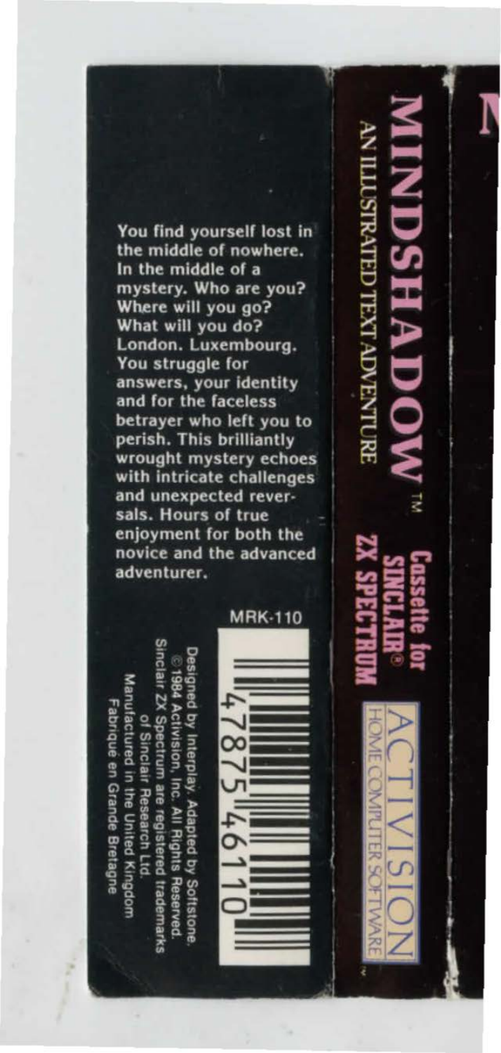You find yourself lost in the middle of nowhere. In the middle of a mystery. Who are you? Where will you go? What will you do? London. Luxembourg. You struggle for answers, your identity and for the faceless betrayer who left you to perish. This brilliantly wrought mystery echoes with intricate challenges and unexpected reversals. Hours of true enjoyment for both the novice and the advanced adventurer.

MRK-110

4787546110

Designed by Interplay. Adapted by Softstone.
© 1984 Activision, Inc. All Rights Reserved.
Sinclair ZX Spectrum are registered trademarks of Sinclair Research Ltd.
Manufactured in the United Kingdom
Fabriqué en Grande Bretagne

# MINDSHADOW™

AN ILLUSTRATED TEXT ADVENTURE

**Cassette for SINCLAIR® ZX SPECTRUM**

ACTIVISION
HOME COMPUTER SOFTWARE